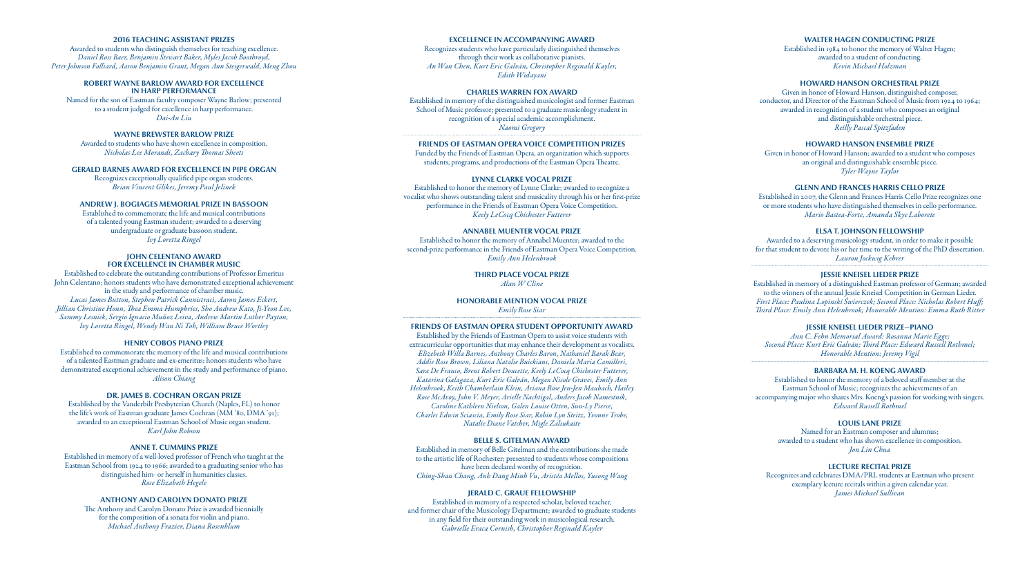## 2016 TEACHING ASSISTANT PRIZES

Awarded to students who distinguish themselves for teaching excellence.
*Daniel Ross Baer, Benjamin Stewart Baker, Myles Jacob Boothroyd, Peter Johnson Folliard, Aaron Benjamin Grant, Megan Ann Steigerwald, Meng Zhou*

## ROBERT WAYNE BARLOW AWARD FOR EXCELLENCE IN HARP PERFORMANCE

Named for the son of Eastman faculty composer Wayne Barlow; presented to a student judged for excellence in harp performance.
*Dai-An Liu*

## WAYNE BREWSTER BARLOW PRIZE

Awarded to students who have shown excellence in composition.
*Nicholas Lee Morandi, Zachary Thomas Sheets*

## GERALD BARNES AWARD FOR EXCELLENCE IN PIPE ORGAN

Recognizes exceptionally qualified pipe organ students.
*Brian Vincent Glikes, Jeremy Paul Jelinek*

## ANDREW J. BOGIAGES MEMORIAL PRIZE IN BASSOON

Established to commemorate the life and musical contributions of a talented young Eastman student; awarded to a deserving undergraduate or graduate bassoon student.
*Ivy Loretta Ringel*

## JOHN CELENTANO AWARD FOR EXCELLENCE IN CHAMBER MUSIC

Established to celebrate the outstanding contributions of Professor Emeritus John Celentano; honors students who have demonstrated exceptional achievement in the study and performance of chamber music.
*Lucas James Button, Stephen Patrick Cannistraci, Aaron James Eckert, Jillian Christine Honn, Thea Emma Humphries, Sho Andrew Kato, Ji-Yeon Lee, Sammy Lesnick, Sergio Ignacio Muñoz Leiva, Andrew Martin Luther Payton, Ivy Loretta Ringel, Wendy Wan Ni Toh, William Bruce Wortley*

## HENRY COBOS PIANO PRIZE

Established to commemorate the memory of the life and musical contributions of a talented Eastman graduate and ex-emeritus; honors students who have demonstrated exceptional achievement in the study and performance of piano.
*Alison Chiang*

## DR. JAMES B. COCHRAN ORGAN PRIZE

Established by the Vanderbilt Presbyterian Church (Naples, FL) to honor the life's work of Eastman graduate James Cochran (MM '80, DMA '91); awarded to an exceptional Eastman School of Music organ student.
*Karl John Robson*

## ANNE T. CUMMINS PRIZE

Established in memory of a well-loved professor of French who taught at the Eastman School from 1924 to 1966; awarded to a graduating senior who has distinguished him- or herself in humanities classes.
*Rose Elizabeth Hegele*

## ANTHONY AND CAROLYN DONATO PRIZE

The Anthony and Carolyn Donato Prize is awarded biennially for the composition of a sonata for violin and piano.
*Michael Anthony Frazier, Diana Rosenblum*

## EXCELLENCE IN ACCOMPANYING AWARD

Recognizes students who have particularly distinguished themselves through their work as collaborative pianists.
*An Wan Chen, Kurt Eric Galván, Christopher Reginald Kayler, Edith Widayani*

## CHARLES WARREN FOX AWARD

Established in memory of the distinguished musicologist and former Eastman School of Music professor; presented to a graduate musicology student in recognition of a special academic accomplishment.
*Naomi Gregory*

## FRIENDS OF EASTMAN OPERA VOICE COMPETITION PRIZES

Funded by the Friends of Eastman Opera, an organization which supports students, programs, and productions of the Eastman Opera Theatre.

### LYNNE CLARKE VOCAL PRIZE

Established to honor the memory of Lynne Clarke; awarded to recognize a vocalist who shows outstanding talent and musicality through his or her first-prize performance in the Friends of Eastman Opera Voice Competition.
*Keely LeCocq Chichester Futterer*

### ANNABEL MUENTER VOCAL PRIZE

Established to honor the memory of Annabel Muenter; awarded to the second-prize performance in the Friends of Eastman Opera Voice Competition.
*Emily Ann Helenbrook*

### THIRD PLACE VOCAL PRIZE

*Alan W Cline*

### HONORABLE MENTION VOCAL PRIZE

*Emily Rose Siar*

## FRIENDS OF EASTMAN OPERA STUDENT OPPORTUNITY AWARD

Established by the Friends of Eastman Opera to assist voice students with extracurricular opportunities that may enhance their development as vocalists.
*Elizebeth Willa Barnes, Anthony Charles Baron, Nathaniel Barak Bear, Addie Rose Brown, Liliana Natalie Buickians, Daniela Maria Camilleri, Sara De Franco, Brent Robert Doucette, Keely LeCocq Chichester Futterer, Katarina Galagaza, Kurt Eric Galván, Megan Nicole Graves, Emily Ann Helenbrook, Keith Chamberlain Klein, Ariana Rose Jen-Jen Maubach, Hailey Rose McAvoy, John V. Meyer, Arielle Nachtigal, Anders Jacob Namestnik, Caroline Kathleen Nielson, Galen Louise Otten, Sun-Ly Pierce, Charles Edwin Sciascia, Emily Rose Siar, Robin Lyn Steitz, Yvonne Trobe, Natalie Diane Vatcher, Migle Zaliukaite*

## BELLE S. GITELMAN AWARD

Established in memory of Belle Gitelman and the contributions she made to the artistic life of Rochester; presented to students whose compositions have been declared worthy of recognition.
*Ching-Shan Chang, Anh Dang Minh Vu, Aristéa Mellos, Yucong Wang*

## JERALD C. GRAUE FELLOWSHIP

Established in memory of a respected scholar, beloved teacher, and former chair of the Musicology Department; awarded to graduate students in any field for their outstanding work in musicological research.
*Gabrielle Eraca Cornish, Christopher Reginald Kayler*

## WALTER HAGEN CONDUCTING PRIZE

Established in 1984 to honor the memory of Walter Hagen; awarded to a student of conducting.
*Kevin Michael Holzman*

## HOWARD HANSON ORCHESTRAL PRIZE

Given in honor of Howard Hanson, distinguished composer, conductor, and Director of the Eastman School of Music from 1924 to 1964; awarded in recognition of a student who composes an original and distinguishable orchestral piece.
*Reilly Pascal Spitzfaden*

## HOWARD HANSON ENSEMBLE PRIZE

Given in honor of Howard Hanson; awarded to a student who composes an original and distinguishable ensemble piece.
*Tyler Wayne Taylor*

## GLENN AND FRANCES HARRIS CELLO PRIZE

Established in 2007, the Glenn and Frances Harris Cello Prize recognizes one or more students who have distinguished themselves in cello performance.
*Mario Bastea-Forte, Amanda Skye Laborete*

## ELSA T. JOHNSON FELLOWSHIP

Awarded to a deserving musicology student, in order to make it possible for that student to devote his or her time to the writing of the PhD dissertation.
*Lauron Jockwig Kehrer*

## JESSIE KNEISEL LIEDER PRIZE

Established in memory of a distinguished Eastman professor of German; awarded to the winners of the annual Jessie Kneisel Competition in German Lieder.
*First Place: Paulina Lopinski Swierczek; Second Place: Nicholas Robert Huff; Third Place: Emily Ann Helenbrook; Honorable Mention: Emma Ruth Ritter*

## JESSIE KNEISEL LIEDER PRIZE—PIANO

*Ann C. Fehn Memorial Award: Rosanna Marie Egge; Second Place: Kurt Eric Galván; Third Place: Edward Russell Rothmel; Honorable Mention: Jeremy Vigil*

## BARBARA M. H. KOENG AWARD

Established to honor the memory of a beloved staff member at the Eastman School of Music; recognizes the achievements of an accompanying major who shares Mrs. Koeng's passion for working with singers.
*Edward Russell Rothmel*

## LOUIS LANE PRIZE

Named for an Eastman composer and alumnus; awarded to a student who has shown excellence in composition.
*Jon Lin Chua*

## LECTURE RECITAL PRIZE

Recognizes and celebrates DMA/PRL students at Eastman who present exemplary lecture recitals within a given calendar year.
*James Michael Sullivan*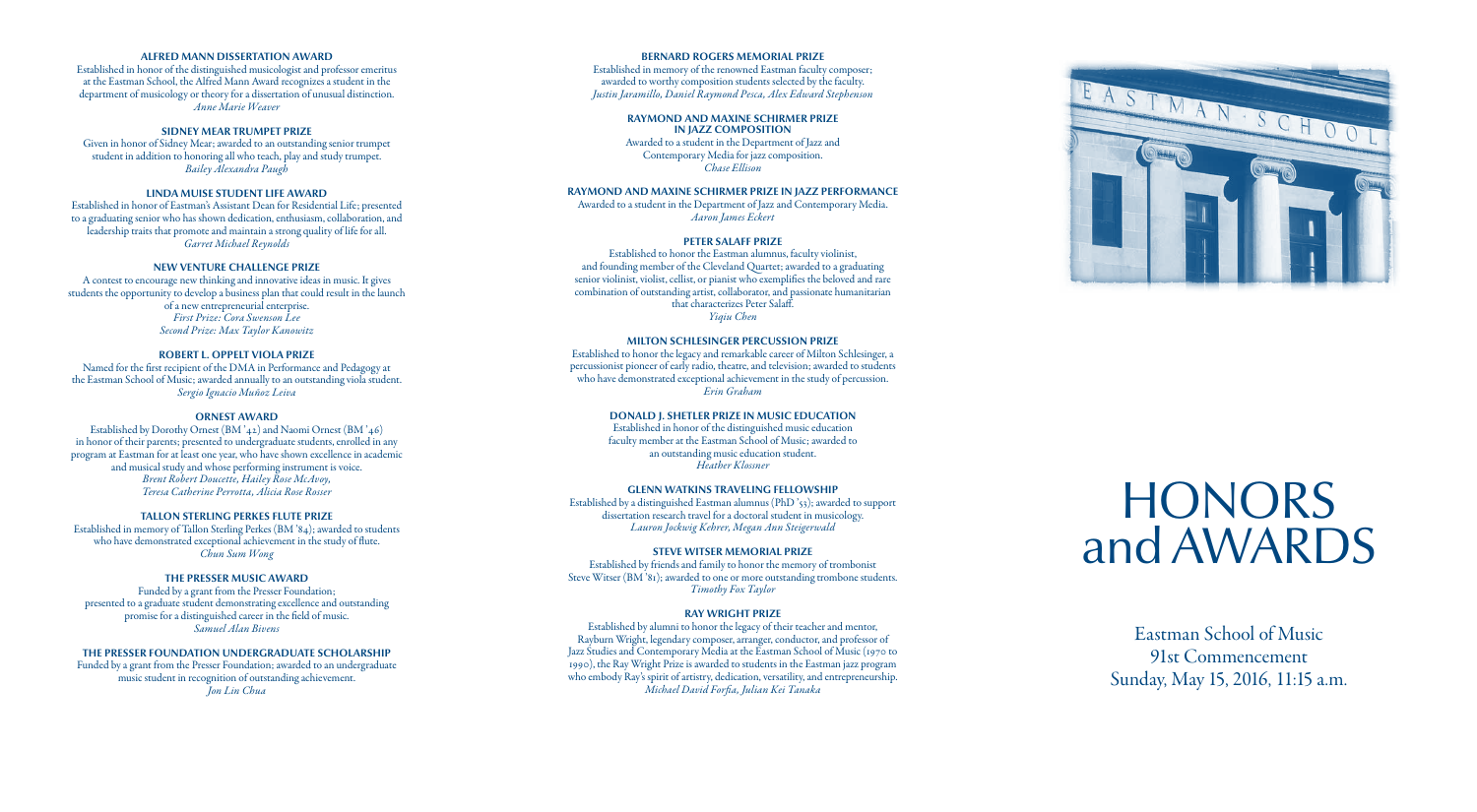### ALFRED MANN DISSERTATION AWARD

Established in honor of the distinguished musicologist and professor emeritus at the Eastman School, the Alfred Mann Award recognizes a student in the department of musicology or theory for a dissertation of unusual distinction.
*Anne Marie Weaver*

### SIDNEY MEAR TRUMPET PRIZE

Given in honor of Sidney Mear; awarded to an outstanding senior trumpet student in addition to honoring all who teach, play and study trumpet.
*Bailey Alexandra Paugh*

### LINDA MUISE STUDENT LIFE AWARD

Established in honor of Eastman's Assistant Dean for Residential Life; presented to a graduating senior who has shown dedication, enthusiasm, collaboration, and leadership traits that promote and maintain a strong quality of life for all.
*Garret Michael Reynolds*

### NEW VENTURE CHALLENGE PRIZE

A contest to encourage new thinking and innovative ideas in music. It gives students the opportunity to develop a business plan that could result in the launch of a new entrepreneurial enterprise.
*First Prize: Cora Swenson Lee*
*Second Prize: Max Taylor Kanowitz*

### ROBERT L. OPPELT VIOLA PRIZE

Named for the first recipient of the DMA in Performance and Pedagogy at the Eastman School of Music; awarded annually to an outstanding viola student.
*Sergio Ignacio Muñoz Leiva*

### ORNEST AWARD

Established by Dorothy Ornest (BM '42) and Naomi Ornest (BM '46) in honor of their parents; presented to undergraduate students, enrolled in any program at Eastman for at least one year, who have shown excellence in academic and musical study and whose performing instrument is voice.
*Brent Robert Doucette, Hailey Rose McAvoy, Teresa Catherine Perrotta, Alicia Rose Rosser*

### TALLON STERLING PERKES FLUTE PRIZE

Established in memory of Tallon Sterling Perkes (BM '84); awarded to students who have demonstrated exceptional achievement in the study of flute.
*Chun Sum Wong*

### THE PRESSER MUSIC AWARD

Funded by a grant from the Presser Foundation; presented to a graduate student demonstrating excellence and outstanding promise for a distinguished career in the field of music.
*Samuel Alan Bivens*

### THE PRESSER FOUNDATION UNDERGRADUATE SCHOLARSHIP

Funded by a grant from the Presser Foundation; awarded to an undergraduate music student in recognition of outstanding achievement.
*Jon Lin Chua*

### BERNARD ROGERS MEMORIAL PRIZE

Established in memory of the renowned Eastman faculty composer; awarded to worthy composition students selected by the faculty.
*Justin Jaramillo, Daniel Raymond Pesca, Alex Edward Stephenson*

### RAYMOND AND MAXINE SCHIRMER PRIZE IN JAZZ COMPOSITION

Awarded to a student in the Department of Jazz and Contemporary Media for jazz composition.
*Chase Ellison*

### RAYMOND AND MAXINE SCHIRMER PRIZE IN JAZZ PERFORMANCE

Awarded to a student in the Department of Jazz and Contemporary Media.
*Aaron James Eckert*

### PETER SALAFF PRIZE

Established to honor the Eastman alumnus, faculty violinist, and founding member of the Cleveland Quartet; awarded to a graduating senior violinist, violist, cellist, or pianist who exemplifies the beloved and rare combination of outstanding artist, collaborator, and passionate humanitarian that characterizes Peter Salaff.
*Yiqiu Chen*

### MILTON SCHLESINGER PERCUSSION PRIZE

Established to honor the legacy and remarkable career of Milton Schlesinger, a percussionist pioneer of early radio, theatre, and television; awarded to students who have demonstrated exceptional achievement in the study of percussion.
*Erin Graham*

### DONALD J. SHETLER PRIZE IN MUSIC EDUCATION

Established in honor of the distinguished music education faculty member at the Eastman School of Music; awarded to an outstanding music education student.
*Heather Klossner*

### GLENN WATKINS TRAVELING FELLOWSHIP

Established by a distinguished Eastman alumnus (PhD '53); awarded to support dissertation research travel for a doctoral student in musicology.
*Lauron Jockwig Kehrer, Megan Ann Steigerwald*

### STEVE WITSER MEMORIAL PRIZE

Established by friends and family to honor the memory of trombonist Steve Witser (BM '81); awarded to one or more outstanding trombone students.
*Timothy Fox Taylor*

### RAY WRIGHT PRIZE

Established by alumni to honor the legacy of their teacher and mentor, Rayburn Wright, legendary composer, arranger, conductor, and professor of Jazz Studies and Contemporary Media at the Eastman School of Music (1970 to 1990), the Ray Wright Prize is awarded to students in the Eastman jazz program who embody Ray's spirit of artistry, dedication, versatility, and entrepreneurship.
*Michael David Forfia, Julian Kei Tanaka*

# HONORS and AWARDS

Eastman School of Music
91st Commencement
Sunday, May 15, 2016, 11:15 a.m.